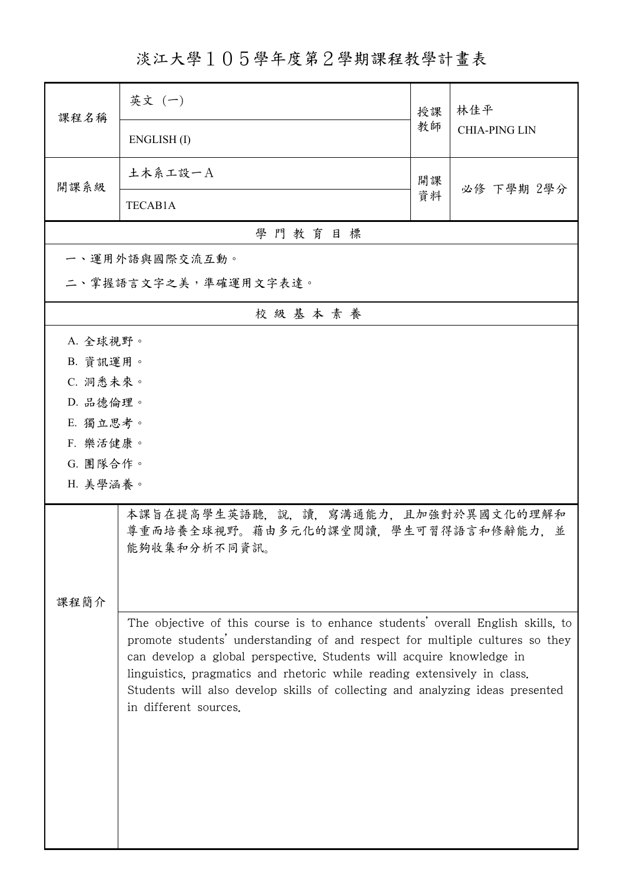# 淡江大學１０５學年度第２學期課程教學計畫表

| 課程名稱 | 英文（一） | 授課教師 | 林佳平 |
|---|---|---|---|
| | ENGLISH (I) | | CHIA-PING LIN |
| 開課系級 | 土木系工設一Ａ | 開課資料 | 必修 下學期 2學分 |
| | TECAB1A | | |

## 學 門 教 育 目 標

一、運用外語與國際交流互動。

二、掌握語言文字之美，準確運用文字表達。

## 校 級 基 本 素 養

A. 全球視野。

B. 資訊運用。

C. 洞悉未來。

D. 品德倫理。

E. 獨立思考。

F. 樂活健康。

G. 團隊合作。

H. 美學涵養。

## 課程簡介

本課旨在提高學生英語聽，說，讀，寫溝通能力，且加強對於異國文化的理解和尊重而培養全球視野。藉由多元化的課堂閱讀，學生可習得語言和修辭能力，並能夠收集和分析不同資訊。

The objective of this course is to enhance students' overall English skills, to promote students' understanding of and respect for multiple cultures so they can develop a global perspective. Students will acquire knowledge in linguistics, pragmatics and rhetoric while reading extensively in class. Students will also develop skills of collecting and analyzing ideas presented in different sources.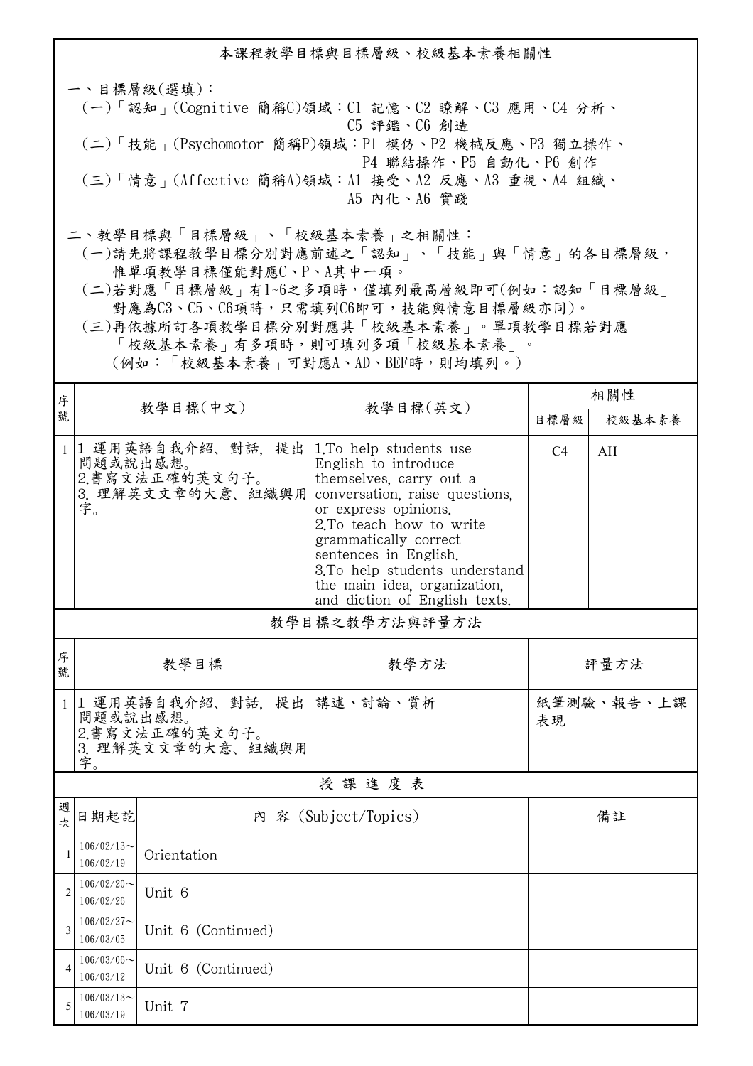本課程教學目標與目標層級、校級基本素養相關性

一、目標層級(選填)：

(一)「認知」(Cognitive 簡稱C)領域：C1 記憶、C2 瞭解、C3 應用、C4 分析、C5 評鑑、C6 創造

(二)「技能」(Psychomotor 簡稱P)領域：P1 模仿、P2 機械反應、P3 獨立操作、P4 聯結操作、P5 自動化、P6 創作

(三)「情意」(Affective 簡稱A)領域：A1 接受、A2 反應、A3 重視、A4 組織、A5 內化、A6 實踐

二、教學目標與「目標層級」、「校級基本素養」之相關性：

(一)請先將課程教學目標分別對應前述之「認知」、「技能」與「情意」的各目標層級，惟單項教學目標僅能對應C、P、A其中一項。

(二)若對應「目標層級」有1~6之多項時，僅填列最高層級即可(例如：認知「目標層級」對應為C3、C5、C6項時，只需填列C6即可，技能與情意目標層級亦同)。

(三)再依據所訂各項教學目標分別對應其「校級基本素養」。單項教學目標若對應「校級基本素養」有多項時，則可填列多項「校級基本素養」。(例如：「校級基本素養」可對應A、AD、BEF時，則均填列。)

| 序號 | 教學目標(中文) | 教學目標(英文) | 相關性 | |
|---|---|---|---|---|
| | | | 目標層級 | 校級基本素養 |
| 1 | 1 運用英語自我介紹、對話，提出問題或說出感想。<br>2.書寫文法正確的英文句子。<br>3. 理解英文文章的大意、組織與用字。 | 1.To help students use English to introduce themselves, carry out a conversation, raise questions, or express opinions.<br>2.To teach how to write grammatically correct sentences in English.<br>3.To help students understand the main idea, organization, and diction of English texts. | C4 | AH |

教學目標之教學方法與評量方法

| 序號 | 教學目標 | 教學方法 | 評量方法 |
|---|---|---|---|
| 1 | 1 運用英語自我介紹、對話，提出問題或說出感想。<br>2.書寫文法正確的英文句子。<br>3. 理解英文文章的大意、組織與用字。 | 講述、討論、賞析 | 紙筆測驗、報告、上課表現 |

授 課 進 度 表

| 週次 | 日期起訖 | 內 容 (Subject/Topics) | 備註 |
|---|---|---|---|
| 1 | 106/02/13~106/02/19 | Orientation | |
| 2 | 106/02/20~106/02/26 | Unit 6 | |
| 3 | 106/02/27~106/03/05 | Unit 6 (Continued) | |
| 4 | 106/03/06~106/03/12 | Unit 6 (Continued) | |
| 5 | 106/03/13~106/03/19 | Unit 7 | |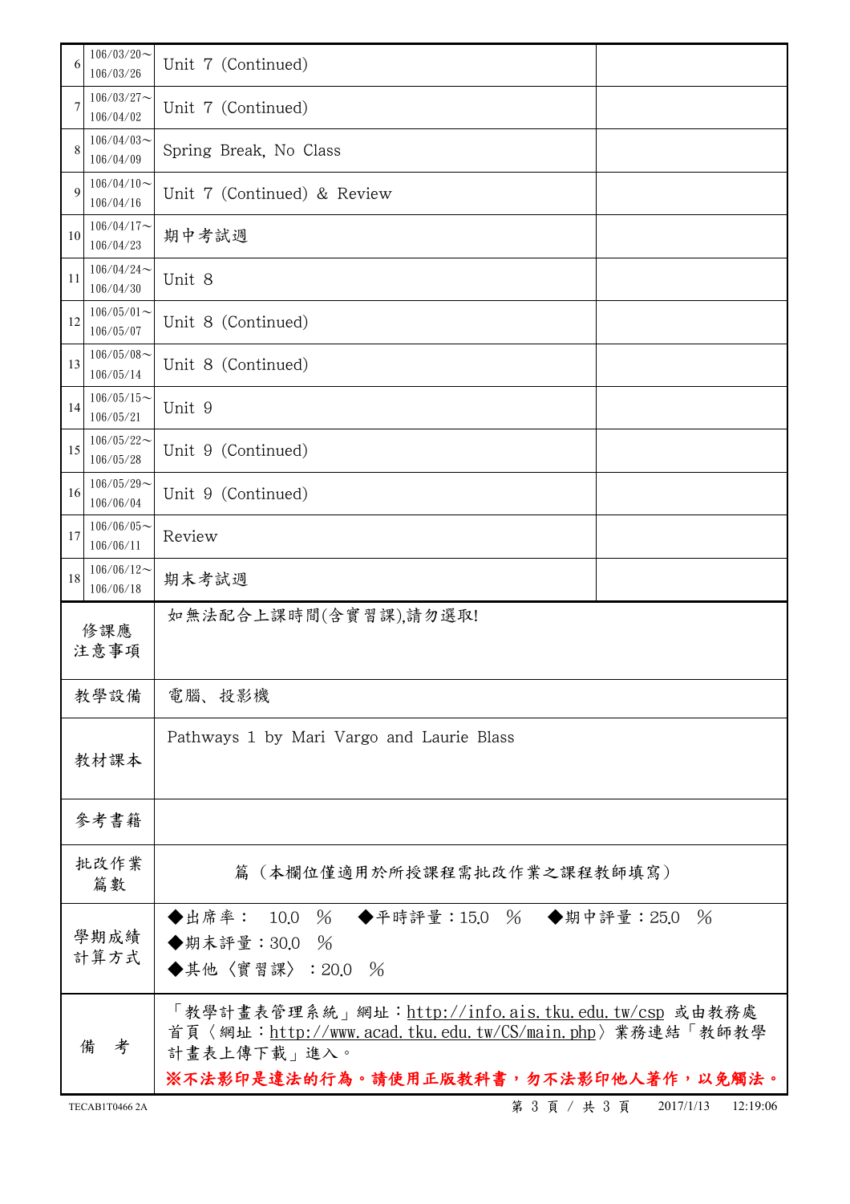| | | | |
|---|---|---|---|
| 6 | 106/03/20～106/03/26 | Unit 7 (Continued) | |
| 7 | 106/03/27～106/04/02 | Unit 7 (Continued) | |
| 8 | 106/04/03～106/04/09 | Spring Break, No Class | |
| 9 | 106/04/10～106/04/16 | Unit 7 (Continued) & Review | |
| 10 | 106/04/17～106/04/23 | 期中考試週 | |
| 11 | 106/04/24～106/04/30 | Unit 8 | |
| 12 | 106/05/01～106/05/07 | Unit 8 (Continued) | |
| 13 | 106/05/08～106/05/14 | Unit 8 (Continued) | |
| 14 | 106/05/15～106/05/21 | Unit 9 | |
| 15 | 106/05/22～106/05/28 | Unit 9 (Continued) | |
| 16 | 106/05/29～106/06/04 | Unit 9 (Continued) | |
| 17 | 106/06/05～106/06/11 | Review | |
| 18 | 106/06/12～106/06/18 | 期末考試週 | |

| | |
|---|---|
| 修課應注意事項 | 如無法配合上課時間(含實習課),請勿選取! |
| 教學設備 | 電腦、投影機 |
| 教材課本 | Pathways 1 by Mari Vargo and Laurie Blass |
| 參考書籍 | |
| 批改作業篇數 | 篇（本欄位僅適用於所授課程需批改作業之課程教師填寫） |
| 學期成績計算方式 | ◆出席率： 10.0 % ◆平時評量：15.0 % ◆期中評量：25.0 %<br>◆期末評量：30.0 %<br>◆其他〈實習課〉：20.0 % |
| 備　考 | 「教學計畫表管理系統」網址：http://info.ais.tku.edu.tw/csp 或由教務處首頁〈網址：http://www.acad.tku.edu.tw/CS/main.php〉業務連結「教師教學計畫表上傳下載」進入。<br>**※不法影印是違法的行為。請使用正版教科書，勿不法影印他人著作，以免觸法。** |

TECAB1T0466 2A　　2017/1/13　12:19:06